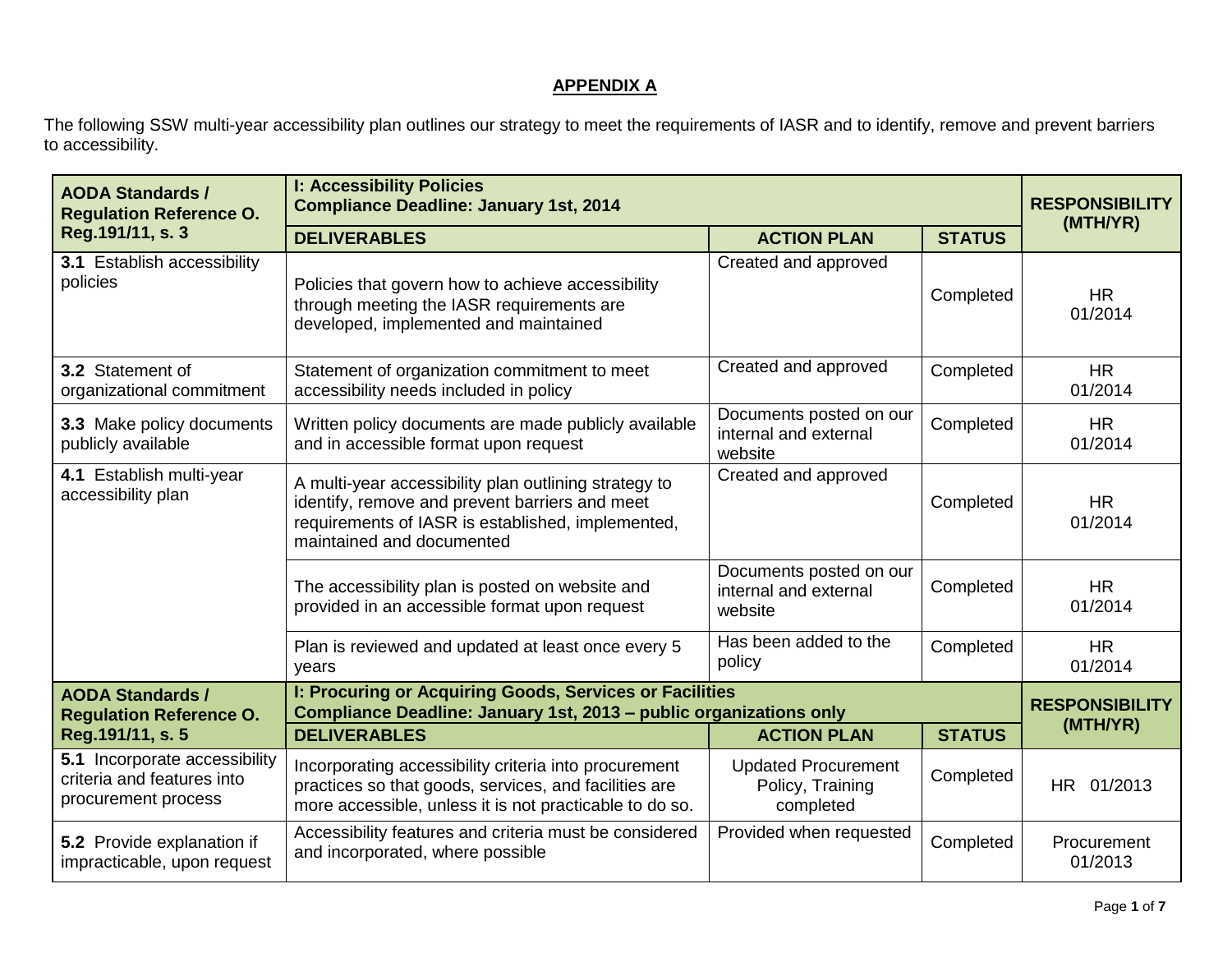## APPENDIX A

The following SSW multi-year accessibility plan outlines our strategy to meet the requirements of IASR and to identify, remove and prevent barriers to accessibility.

| **AODA Standards / Regulation Reference O. Reg.191/11, s. 3** | **I: Accessibility Policies Compliance Deadline: January 1st, 2014** | | | **RESPONSIBILITY (MTH/YR)** |
|---|---|---|---|---|
| | **DELIVERABLES** | **ACTION PLAN** | **STATUS** | |
| **3.1** Establish accessibility policies | Policies that govern how to achieve accessibility through meeting the IASR requirements are developed, implemented and maintained | Created and approved | Completed | HR 01/2014 |
| **3.2** Statement of organizational commitment | Statement of organization commitment to meet accessibility needs included in policy | Created and approved | Completed | HR 01/2014 |
| **3.3** Make policy documents publicly available | Written policy documents are made publicly available and in accessible format upon request | Documents posted on our internal and external website | Completed | HR 01/2014 |
| **4.1** Establish multi-year accessibility plan | A multi-year accessibility plan outlining strategy to identify, remove and prevent barriers and meet requirements of IASR is established, implemented, maintained and documented | Created and approved | Completed | HR 01/2014 |
| | The accessibility plan is posted on website and provided in an accessible format upon request | Documents posted on our internal and external website | Completed | HR 01/2014 |
| | Plan is reviewed and updated at least once every 5 years | Has been added to the policy | Completed | HR 01/2014 |

| **AODA Standards / Regulation Reference O. Reg.191/11, s. 5** | **I: Procuring or Acquiring Goods, Services or Facilities Compliance Deadline: January 1st, 2013 – public organizations only** | | | **RESPONSIBILITY (MTH/YR)** |
|---|---|---|---|---|
| | **DELIVERABLES** | **ACTION PLAN** | **STATUS** | |
| **5.1** Incorporate accessibility criteria and features into procurement process | Incorporating accessibility criteria into procurement practices so that goods, services, and facilities are more accessible, unless it is not practicable to do so. | Updated Procurement Policy, Training completed | Completed | HR 01/2013 |
| **5.2** Provide explanation if impracticable, upon request | Accessibility features and criteria must be considered and incorporated, where possible | Provided when requested | Completed | Procurement 01/2013 |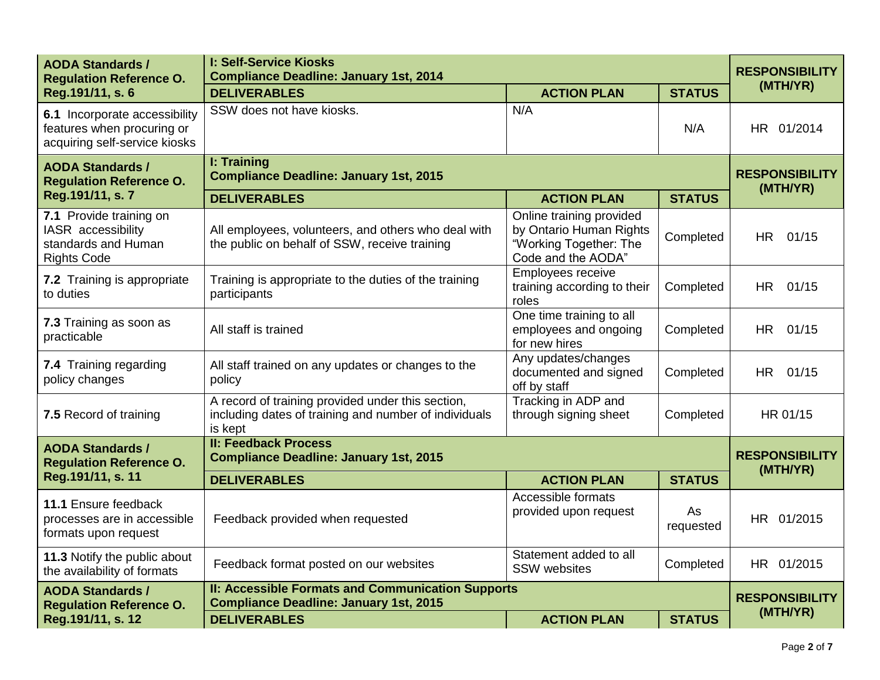| AODA Standards / Regulation Reference O. Reg.191/11, s. 6 | **I: Self-Service Kiosks** **Compliance Deadline: January 1st, 2014** | | | RESPONSIBILITY (MTH/YR) |
|---|---|---|---|---|
| | **DELIVERABLES** | **ACTION PLAN** | **STATUS** | |
| **6.1** Incorporate accessibility features when procuring or acquiring self-service kiosks | SSW does not have kiosks. | N/A | N/A | HR 01/2014 |

| AODA Standards / Regulation Reference O. Reg.191/11, s. 7 | **I: Training** **Compliance Deadline: January 1st, 2015** | | | RESPONSIBILITY (MTH/YR) |
|---|---|---|---|---|
| | **DELIVERABLES** | **ACTION PLAN** | **STATUS** | |
| **7.1** Provide training on IASR accessibility standards and Human Rights Code | All employees, volunteers, and others who deal with the public on behalf of SSW, receive training | Online training provided by Ontario Human Rights "Working Together: The Code and the AODA" | Completed | HR 01/15 |
| **7.2** Training is appropriate to duties | Training is appropriate to the duties of the training participants | Employees receive training according to their roles | Completed | HR 01/15 |
| **7.3** Training as soon as practicable | All staff is trained | One time training to all employees and ongoing for new hires | Completed | HR 01/15 |
| **7.4** Training regarding policy changes | All staff trained on any updates or changes to the policy | Any updates/changes documented and signed off by staff | Completed | HR 01/15 |
| **7.5** Record of training | A record of training provided under this section, including dates of training and number of individuals is kept | Tracking in ADP and through signing sheet | Completed | HR 01/15 |

| AODA Standards / Regulation Reference O. Reg.191/11, s. 11 | **II: Feedback Process** **Compliance Deadline: January 1st, 2015** | | | RESPONSIBILITY (MTH/YR) |
|---|---|---|---|---|
| | **DELIVERABLES** | **ACTION PLAN** | **STATUS** | |
| **11.1** Ensure feedback processes are in accessible formats upon request | Feedback provided when requested | Accessible formats provided upon request | As requested | HR 01/2015 |
| **11.3** Notify the public about the availability of formats | Feedback format posted on our websites | Statement added to all SSW websites | Completed | HR 01/2015 |

| AODA Standards / Regulation Reference O. Reg.191/11, s. 12 | **II: Accessible Formats and Communication Supports** **Compliance Deadline: January 1st, 2015** | | | RESPONSIBILITY (MTH/YR) |
|---|---|---|---|---|
| | **DELIVERABLES** | **ACTION PLAN** | **STATUS** | |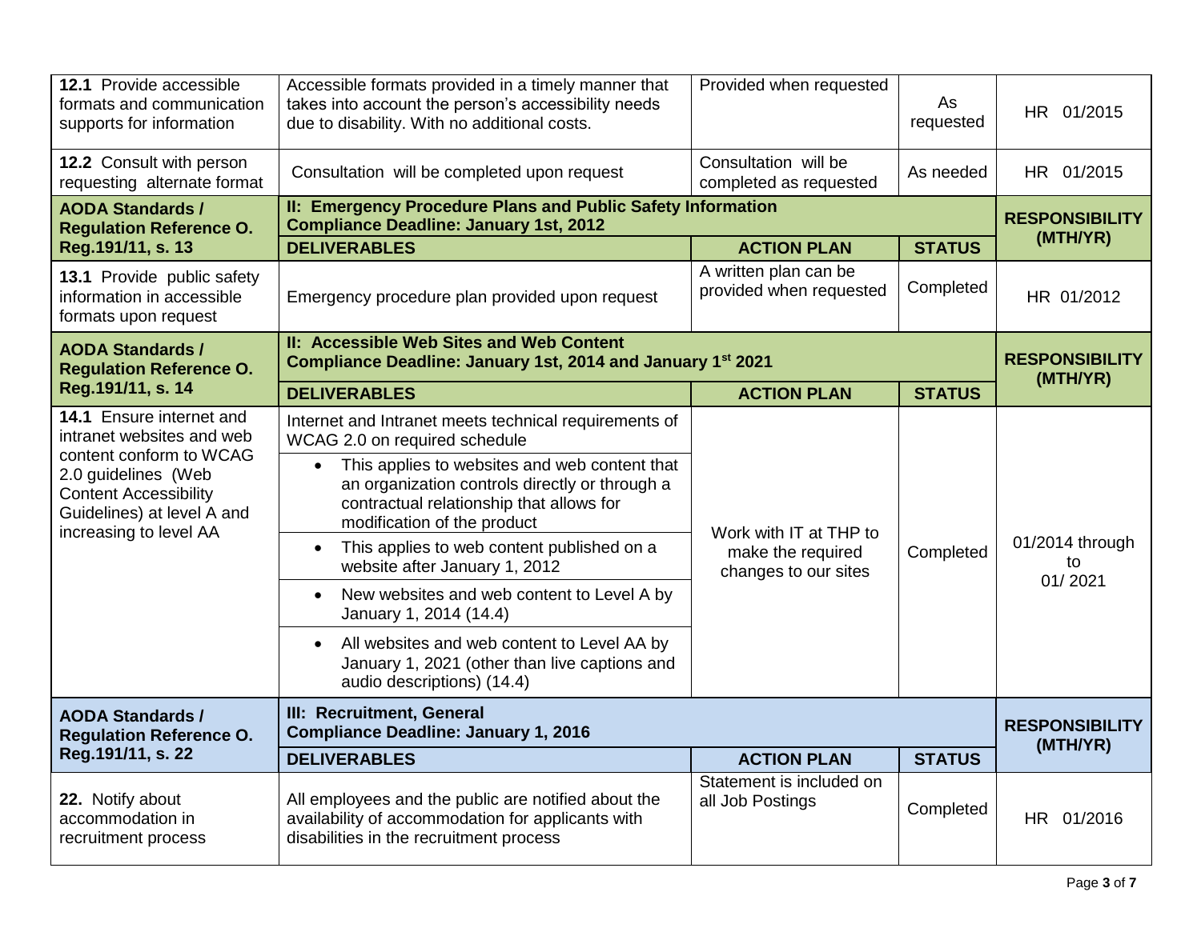| | | | | |
|---|---|---|---|---|
| **12.1** Provide accessible formats and communication supports for information | Accessible formats provided in a timely manner that takes into account the person's accessibility needs due to disability. With no additional costs. | Provided when requested | As requested | HR 01/2015 |
| **12.2** Consult with person requesting alternate format | Consultation will be completed upon request | Consultation will be completed as requested | As needed | HR 01/2015 |

| **AODA Standards / Regulation Reference O. Reg.191/11, s. 13** | **II: Emergency Procedure Plans and Public Safety Information Compliance Deadline: January 1st, 2012** | | | **RESPONSIBILITY (MTH/YR)** |
|---|---|---|---|---|
| | **DELIVERABLES** | **ACTION PLAN** | **STATUS** | |
| **13.1** Provide public safety information in accessible formats upon request | Emergency procedure plan provided upon request | A written plan can be provided when requested | Completed | HR 01/2012 |

| **AODA Standards / Regulation Reference O. Reg.191/11, s. 14** | **II: Accessible Web Sites and Web Content Compliance Deadline: January 1st, 2014 and January 1st 2021** | | | **RESPONSIBILITY (MTH/YR)** |
|---|---|---|---|---|
| | **DELIVERABLES** | **ACTION PLAN** | **STATUS** | |
| **14.1** Ensure internet and intranet websites and web content conform to WCAG 2.0 guidelines (Web Content Accessibility Guidelines) at level A and increasing to level AA | Internet and Intranet meets technical requirements of WCAG 2.0 on required schedule<br>• This applies to websites and web content that an organization controls directly or through a contractual relationship that allows for modification of the product<br>• This applies to web content published on a website after January 1, 2012<br>• New websites and web content to Level A by January 1, 2014 (14.4)<br>• All websites and web content to Level AA by January 1, 2021 (other than live captions and audio descriptions) (14.4) | Work with IT at THP to make the required changes to our sites | Completed | 01/2014 through to 01/ 2021 |

| **AODA Standards / Regulation Reference O. Reg.191/11, s. 22** | **III: Recruitment, General Compliance Deadline: January 1, 2016** | | | **RESPONSIBILITY (MTH/YR)** |
|---|---|---|---|---|
| | **DELIVERABLES** | **ACTION PLAN** | **STATUS** | |
| **22.** Notify about accommodation in recruitment process | All employees and the public are notified about the availability of accommodation for applicants with disabilities in the recruitment process | Statement is included on all Job Postings | Completed | HR 01/2016 |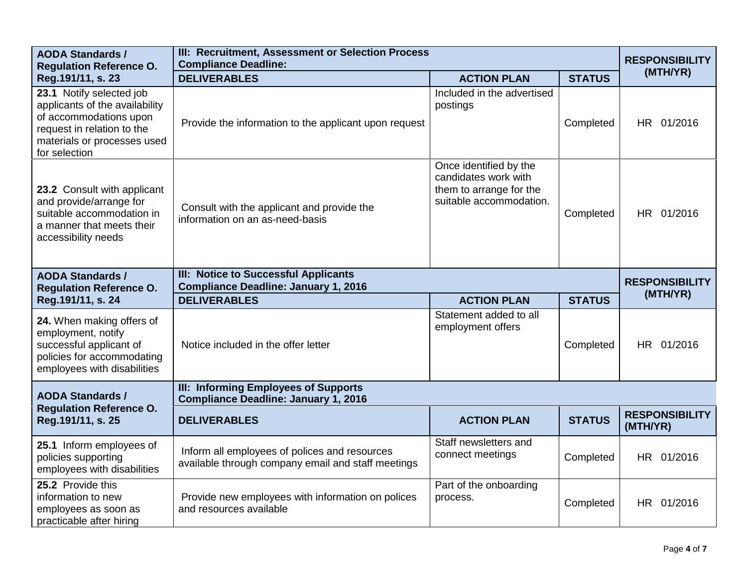| AODA Standards / Regulation Reference O. Reg.191/11, s. 23 | III: Recruitment, Assessment or Selection Process<br>Compliance Deadline: | | | RESPONSIBILITY (MTH/YR) |
|---|---|---|---|---|
| | **DELIVERABLES** | **ACTION PLAN** | **STATUS** | |
| **23.1** Notify selected job applicants of the availability of accommodations upon request in relation to the materials or processes used for selection | Provide the information to the applicant upon request | Included in the advertised postings | Completed | HR 01/2016 |
| **23.2** Consult with applicant and provide/arrange for suitable accommodation in a manner that meets their accessibility needs | Consult with the applicant and provide the information on an as-need-basis | Once identified by the candidates work with them to arrange for the suitable accommodation. | Completed | HR 01/2016 |

| AODA Standards / Regulation Reference O. Reg.191/11, s. 24 | III: Notice to Successful Applicants<br>Compliance Deadline: January 1, 2016 | | | RESPONSIBILITY (MTH/YR) |
|---|---|---|---|---|
| | **DELIVERABLES** | **ACTION PLAN** | **STATUS** | |
| **24.** When making offers of employment, notify successful applicant of policies for accommodating employees with disabilities | Notice included in the offer letter | Statement added to all employment offers | Completed | HR 01/2016 |

| AODA Standards / Regulation Reference O. Reg.191/11, s. 25 | III: Informing Employees of Supports<br>Compliance Deadline: January 1, 2016 | | | |
|---|---|---|---|---|
| | **DELIVERABLES** | **ACTION PLAN** | **STATUS** | **RESPONSIBILITY (MTH/YR)** |
| **25.1** Inform employees of policies supporting employees with disabilities | Inform all employees of polices and resources available through company email and staff meetings | Staff newsletters and connect meetings | Completed | HR 01/2016 |
| **25.2** Provide this information to new employees as soon as practicable after hiring | Provide new employees with information on polices and resources available | Part of the onboarding process. | Completed | HR 01/2016 |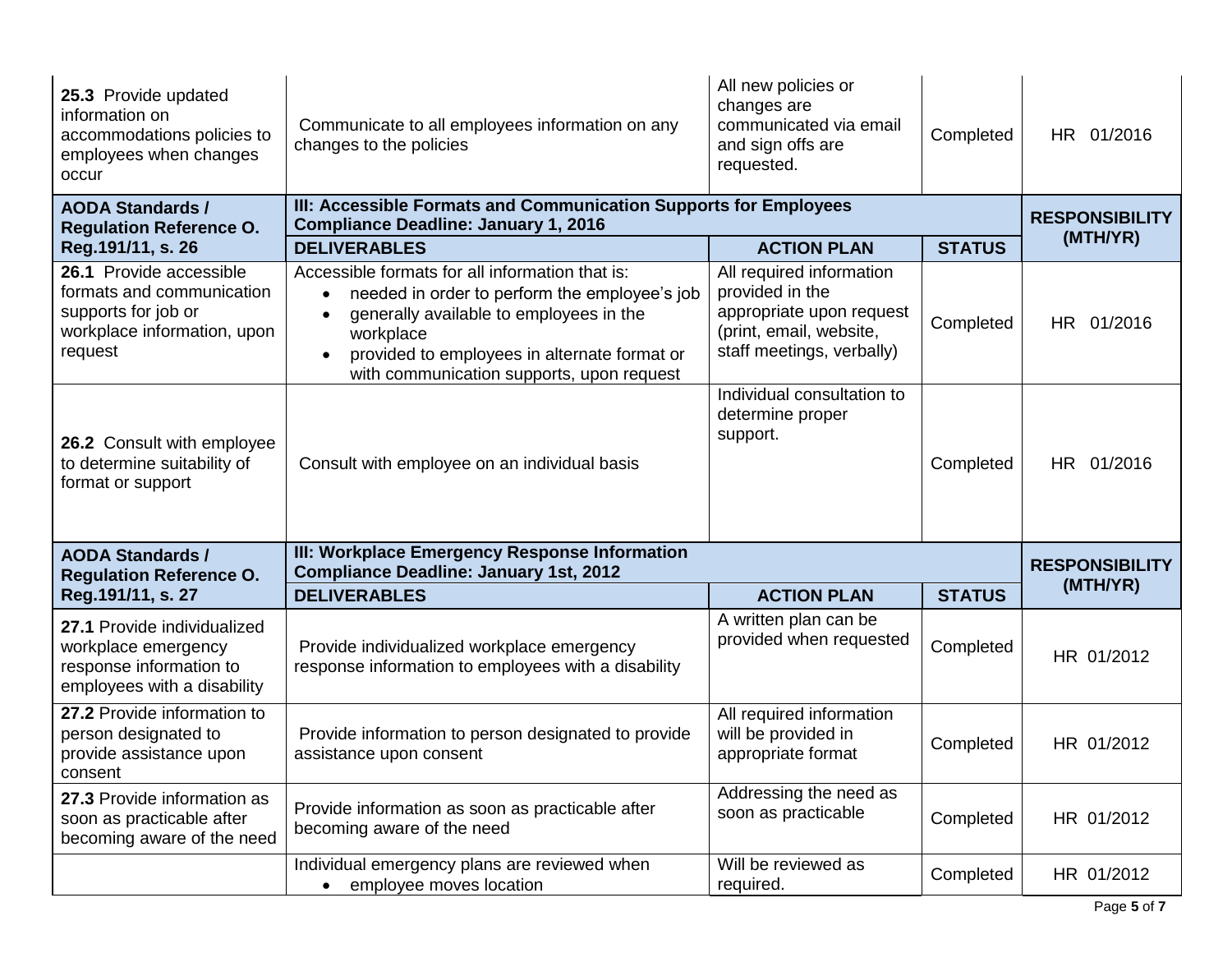| | | | | |
|---|---|---|---|---|
| **25.3** Provide updated information on accommodations policies to employees when changes occur | Communicate to all employees information on any changes to the policies | All new policies or changes are communicated via email and sign offs are requested. | Completed | HR 01/2016 |

| **AODA Standards / Regulation Reference O. Reg.191/11, s. 26** | **III: Accessible Formats and Communication Supports for Employees Compliance Deadline: January 1, 2016** | | | **RESPONSIBILITY (MTH/YR)** |
|---|---|---|---|---|
| | **DELIVERABLES** | **ACTION PLAN** | **STATUS** | |
| **26.1** Provide accessible formats and communication supports for job or workplace information, upon request | Accessible formats for all information that is:<br>• needed in order to perform the employee's job<br>• generally available to employees in the workplace<br>• provided to employees in alternate format or with communication supports, upon request | All required information provided in the appropriate upon request (print, email, website, staff meetings, verbally) | Completed | HR 01/2016 |
| **26.2** Consult with employee to determine suitability of format or support | Consult with employee on an individual basis | Individual consultation to determine proper support. | Completed | HR 01/2016 |

| **AODA Standards / Regulation Reference O. Reg.191/11, s. 27** | **III: Workplace Emergency Response Information Compliance Deadline: January 1st, 2012** | | | **RESPONSIBILITY (MTH/YR)** |
|---|---|---|---|---|
| | **DELIVERABLES** | **ACTION PLAN** | **STATUS** | |
| **27.1** Provide individualized workplace emergency response information to employees with a disability | Provide individualized workplace emergency response information to employees with a disability | A written plan can be provided when requested | Completed | HR 01/2012 |
| **27.2** Provide information to person designated to provide assistance upon consent | Provide information to person designated to provide assistance upon consent | All required information will be provided in appropriate format | Completed | HR 01/2012 |
| **27.3** Provide information as soon as practicable after becoming aware of the need | Provide information as soon as practicable after becoming aware of the need | Addressing the need as soon as practicable | Completed | HR 01/2012 |
| | Individual emergency plans are reviewed when<br>• employee moves location | Will be reviewed as required. | Completed | HR 01/2012 |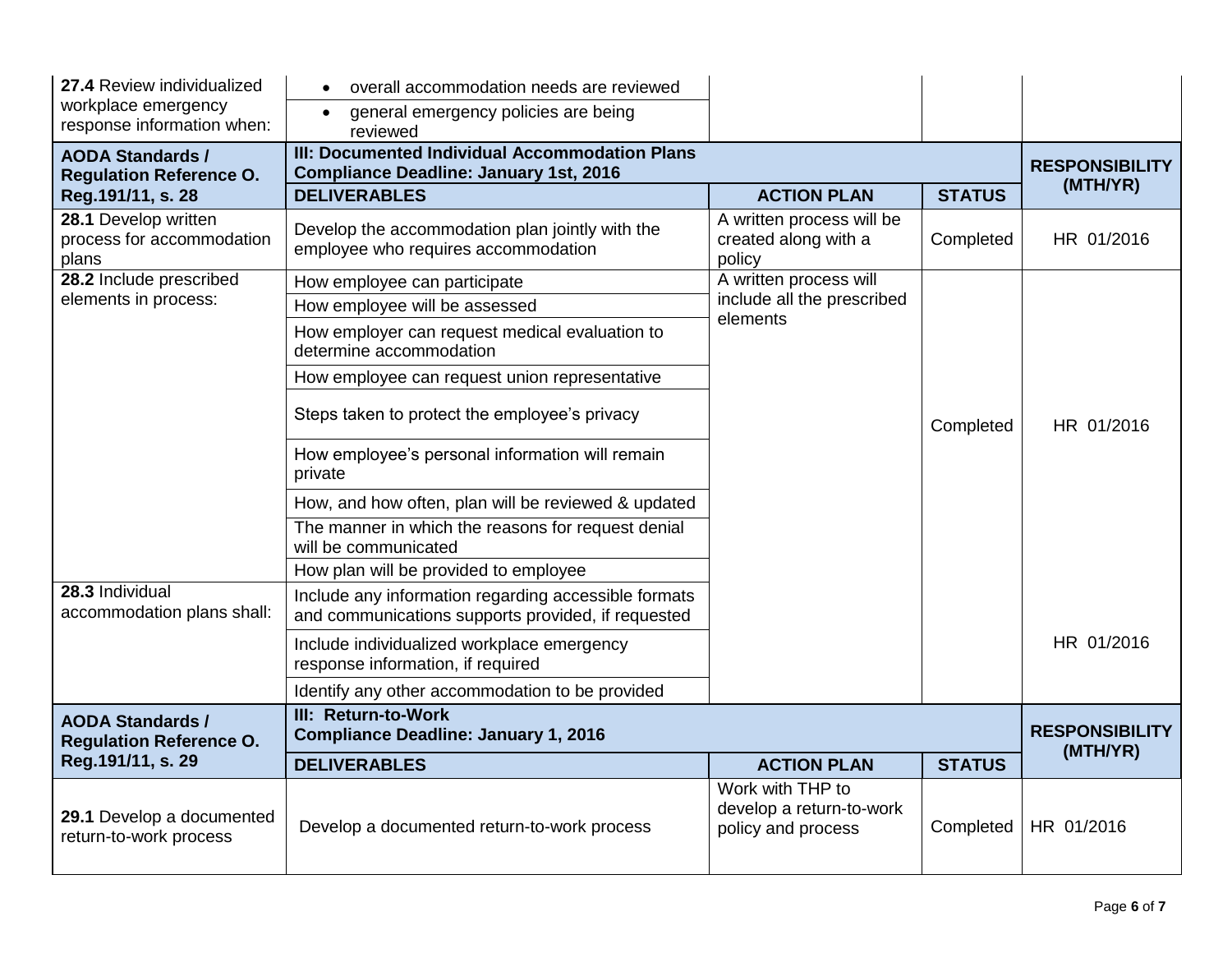| | | | | |
|---|---|---|---|---|
| **27.4** Review individualized workplace emergency response information when: | • overall accommodation needs are reviewed | | | |
| | • general emergency policies are being reviewed | | | |
| **AODA Standards / Regulation Reference O. Reg.191/11, s. 28** | **III: Documented Individual Accommodation Plans Compliance Deadline: January 1st, 2016** | | | **RESPONSIBILITY (MTH/YR)** |
| | **DELIVERABLES** | **ACTION PLAN** | **STATUS** | |
| **28.1** Develop written process for accommodation plans | Develop the accommodation plan jointly with the employee who requires accommodation | A written process will be created along with a policy | Completed | HR 01/2016 |
| **28.2** Include prescribed elements in process: | How employee can participate | A written process will include all the prescribed elements | Completed | HR 01/2016 |
| | How employee will be assessed | | | |
| | How employer can request medical evaluation to determine accommodation | | | |
| | How employee can request union representative | | | |
| | Steps taken to protect the employee's privacy | | | |
| | How employee's personal information will remain private | | | |
| | How, and how often, plan will be reviewed & updated | | | |
| | The manner in which the reasons for request denial will be communicated | | | |
| | How plan will be provided to employee | | | |
| **28.3** Individual accommodation plans shall: | Include any information regarding accessible formats and communications supports provided, if requested | | | HR 01/2016 |
| | Include individualized workplace emergency response information, if required | | | |
| | Identify any other accommodation to be provided | | | |
| **AODA Standards / Regulation Reference O. Reg.191/11, s. 29** | **III: Return-to-Work Compliance Deadline: January 1, 2016** | | | **RESPONSIBILITY (MTH/YR)** |
| | **DELIVERABLES** | **ACTION PLAN** | **STATUS** | |
| **29.1** Develop a documented return-to-work process | Develop a documented return-to-work process | Work with THP to develop a return-to-work policy and process | Completed | HR 01/2016 |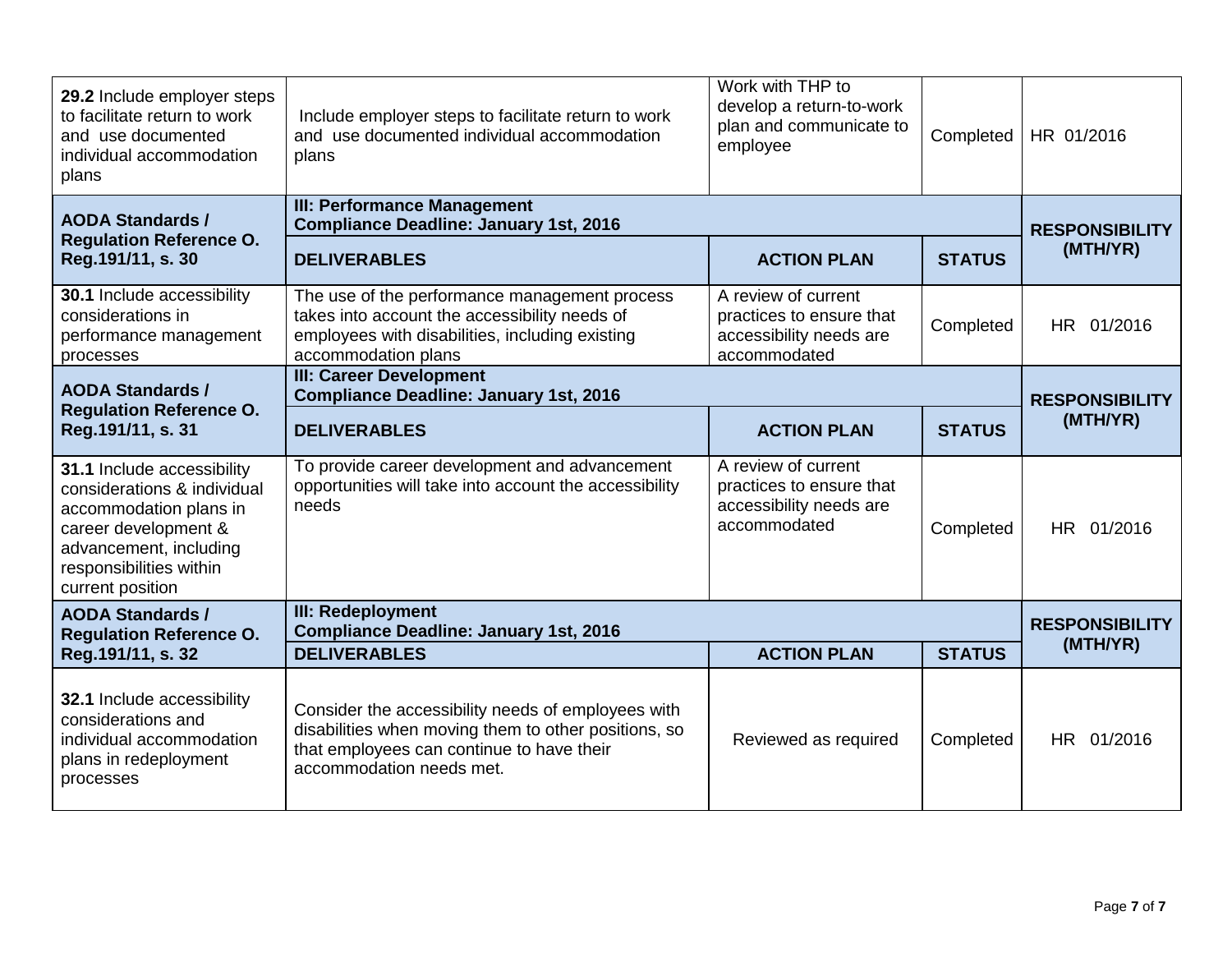| | | | | |
|---|---|---|---|---|
| **29.2** Include employer steps to facilitate return to work and use documented individual accommodation plans | Include employer steps to facilitate return to work and use documented individual accommodation plans | Work with THP to develop a return-to-work plan and communicate to employee | Completed | HR 01/2016 |
| **AODA Standards / Regulation Reference O. Reg.191/11, s. 30** | **III: Performance Management Compliance Deadline: January 1st, 2016** | | | **RESPONSIBILITY (MTH/YR)** |
| | **DELIVERABLES** | **ACTION PLAN** | **STATUS** | |
| **30.1** Include accessibility considerations in performance management processes | The use of the performance management process takes into account the accessibility needs of employees with disabilities, including existing accommodation plans | A review of current practices to ensure that accessibility needs are accommodated | Completed | HR 01/2016 |
| **AODA Standards / Regulation Reference O. Reg.191/11, s. 31** | **III: Career Development Compliance Deadline: January 1st, 2016** | | | **RESPONSIBILITY (MTH/YR)** |
| | **DELIVERABLES** | **ACTION PLAN** | **STATUS** | |
| **31.1** Include accessibility considerations & individual accommodation plans in career development & advancement, including responsibilities within current position | To provide career development and advancement opportunities will take into account the accessibility needs | A review of current practices to ensure that accessibility needs are accommodated | Completed | HR 01/2016 |
| **AODA Standards / Regulation Reference O. Reg.191/11, s. 32** | **III: Redeployment Compliance Deadline: January 1st, 2016** | | | **RESPONSIBILITY (MTH/YR)** |
| | **DELIVERABLES** | **ACTION PLAN** | **STATUS** | |
| **32.1** Include accessibility considerations and individual accommodation plans in redeployment processes | Consider the accessibility needs of employees with disabilities when moving them to other positions, so that employees can continue to have their accommodation needs met. | Reviewed as required | Completed | HR 01/2016 |